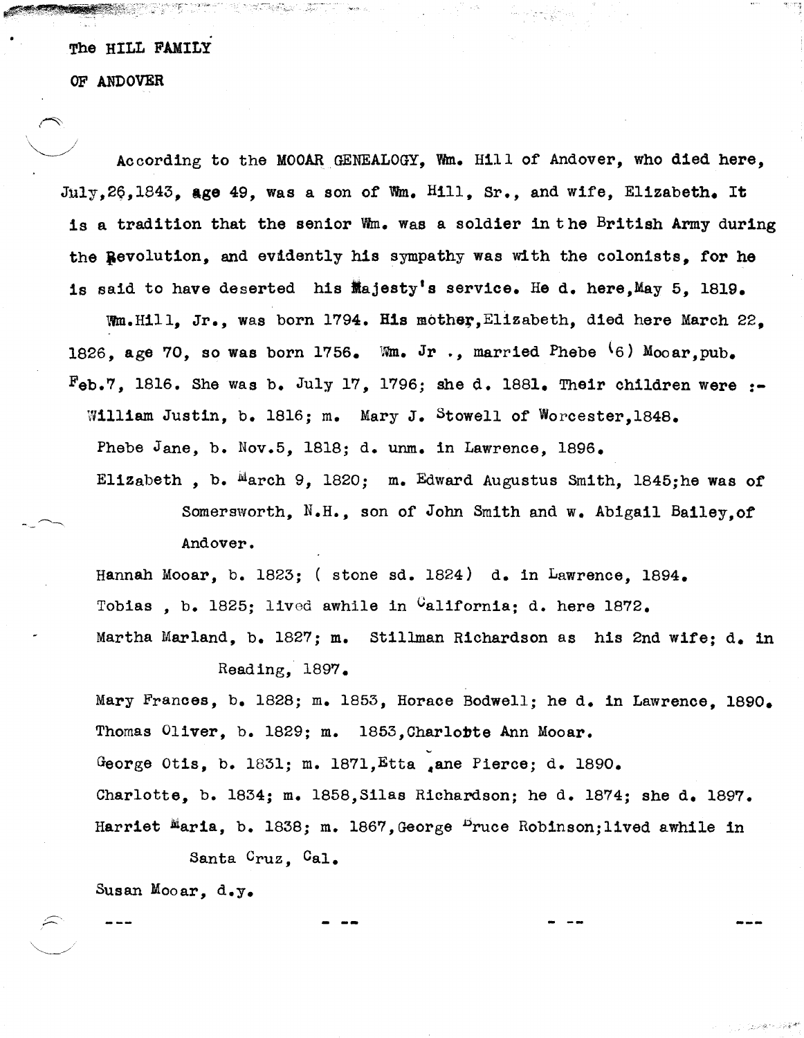# The HILL FAMILY

# OF ANDOVER

According to the MOOAR GENEALOGY, Wm. Hill of Andover, who died here, July,26,1843, age 49, was a son of Wm. Hill, Sr., and wife, Elizabeth. It is a tradition that the senior Wm. was a soldier in the British Army during the Revolution, and evidently his sympathy was with the colonists, for he is said to have deserted his Majesty's service. He d. here,May 5, 1819.

Wm.Hill, Jr., was born 1794. His mother,Elizabeth, died here March 22, 1826, age 70, so was born 1756. Wm. Jr ., married Phebe (6) Mooar,pub. Feb.7, 1816. She was b. July 17, 1796; she d. 1881. Their children were :-

William Justin, b. 1816; m. Mary J. Stowell of Worcester,1848.

Phebe Jane, b. Nov.5, 1818; d. unm. in Lawrence, 1896.

Elizabeth , b. March 9, 1820; m. Edward Augustus Smith, 1845;he was of Somersworth, N.H., son of John Smith and w. Abigail Bailey,of Andover.

Hannah Mooar, b. 1823; ( stone sd. 1824) d. in Lawrence, 1894.

Tobias , b. 1825; lived awhile in California; d. here 1872.

Martha Marland, b. 1827; m. Stillman Richardson as his 2nd wife; d. in Reading, 1897.

Mary Frances, b. 1828; m. 1853, Horace Bodwell; he d. in Lawrence, 1890.

Thomas Oliver, b. 1829; m. 1853,Charlotte Ann Mooar.

George Otis, b. 1831; m. 1871,Etta Jane Pierce; d. 1890.

Charlotte, b. 1834; m. 1858,Silas Richardson; he d. 1874; she d. 1897.

Harriet Maria, b. 1838; m. 1867,George Bruce Robinson;lived awhile in Santa Cruz, Cal.

Susan Mooar, d.y.

--- -- -- ---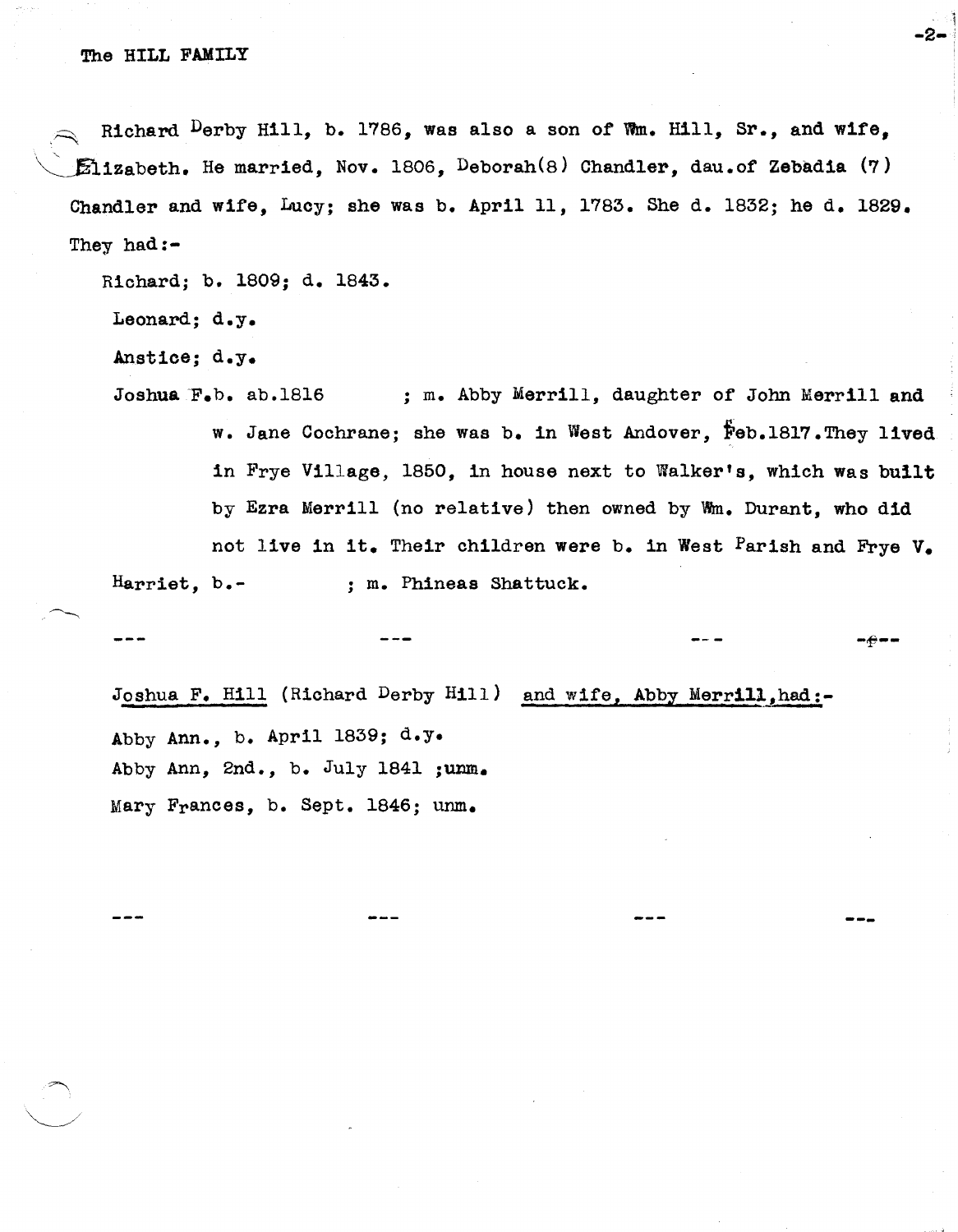Richard Derby Hill, b. 1786, was also a son of Wm. Hill, Sr., and wife, Elizabeth. He married, Nov. 1806, Deborah(8) Chandler, dau.of Zebadia (7) Chandler and wife, Lucy; she was b. April 11, 1783. She d. 1832; he d. 1829. They had:-

Richard; b. 1809; d. 1843.

Leonard; d.y.

Anstice; d.y.

Joshua F.b. ab.1816 ; m. Abby Merrill, daughter of John Merrill and w. Jane Cochrane; she was b. in West Andover, Feb.1817.They lived in Frye Village, 1850, in house next to Walker's, which was built by Ezra Merrill (no relative) then owned by Wm. Durant, who did not live in it. Their children were b. in West Parish and Frye V.

Harriet, b.- ; m. Phineas Shattuck.

--- --- --- ---

Joshua F. Hill (Richard Derby Hill) and wife, Abby Merrill,had:-

Abby Ann., b. April 1839; d.y.

Abby Ann, 2nd., b. July 1841 ;unm.

Mary Frances, b. Sept. 1846; unm.

--- --- --- ---